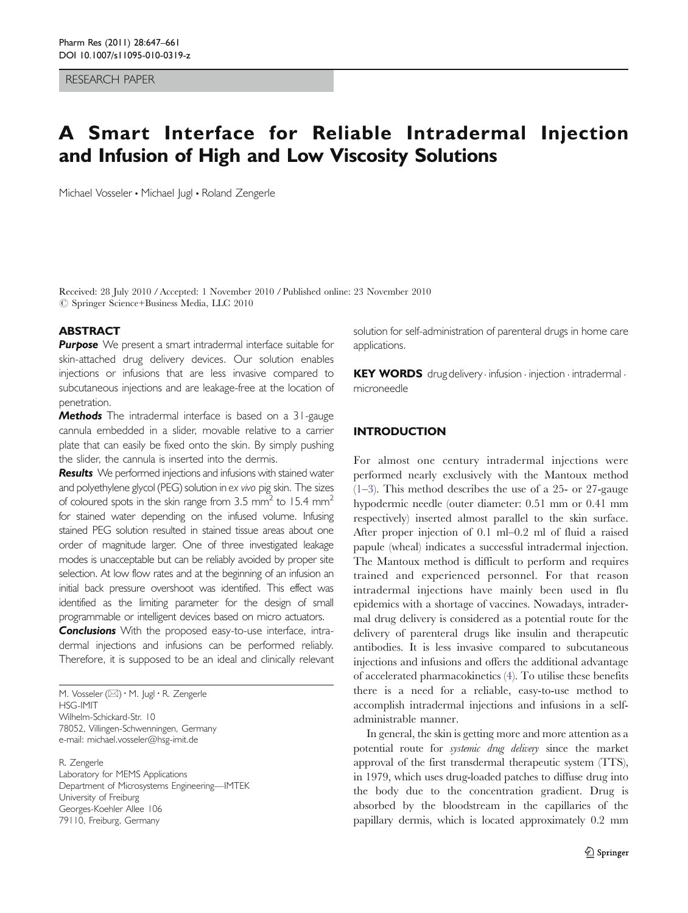RESEARCH PAPER

# A Smart Interface for Reliable Intradermal Injection and Infusion of High and Low Viscosity Solutions

Michael Vosseler • Michael Jugl • Roland Zengerle

Received: 28 July 2010 / Accepted: 1 November 2010 / Published online: 23 November 2010
© Springer Science+Business Media, LLC 2010

## ABSTRACT

***Purpose*** We present a smart intradermal interface suitable for skin-attached drug delivery devices. Our solution enables injections or infusions that are less invasive compared to subcutaneous injections and are leakage-free at the location of penetration.

***Methods*** The intradermal interface is based on a 31-gauge cannula embedded in a slider, movable relative to a carrier plate that can easily be fixed onto the skin. By simply pushing the slider, the cannula is inserted into the dermis.

***Results*** We performed injections and infusions with stained water and polyethylene glycol (PEG) solution in *ex vivo* pig skin. The sizes of coloured spots in the skin range from 3.5 $mm^2$ to 15.4 $mm^2$ for stained water depending on the infused volume. Infusing stained PEG solution resulted in stained tissue areas about one order of magnitude larger. One of three investigated leakage modes is unacceptable but can be reliably avoided by proper site selection. At low flow rates and at the beginning of an infusion an initial back pressure overshoot was identified. This effect was identified as the limiting parameter for the design of small programmable or intelligent devices based on micro actuators.

***Conclusions*** With the proposed easy-to-use interface, intradermal injections and infusions can be performed reliably. Therefore, it is supposed to be an ideal and clinically relevant solution for self-administration of parenteral drugs in home care applications.

**KEY WORDS** drug delivery · infusion · injection · intradermal · microneedle

M. Vosseler (✉) · M. Jugl · R. Zengerle
HSG-IMIT
Wilhelm-Schickard-Str. 10
78052, Villingen-Schwenningen, Germany
e-mail: michael.vosseler@hsg-imit.de

R. Zengerle
Laboratory for MEMS Applications
Department of Microsystems Engineering—IMTEK
University of Freiburg
Georges-Koehler Allee 106
79110, Freiburg, Germany

## INTRODUCTION

For almost one century intradermal injections were performed nearly exclusively with the Mantoux method (1–3). This method describes the use of a 25- or 27-gauge hypodermic needle (outer diameter: 0.51 mm or 0.41 mm respectively) inserted almost parallel to the skin surface. After proper injection of 0.1 ml–0.2 ml of fluid a raised papule (wheal) indicates a successful intradermal injection. The Mantoux method is difficult to perform and requires trained and experienced personnel. For that reason intradermal injections have mainly been used in flu epidemics with a shortage of vaccines. Nowadays, intradermal drug delivery is considered as a potential route for the delivery of parenteral drugs like insulin and therapeutic antibodies. It is less invasive compared to subcutaneous injections and infusions and offers the additional advantage of accelerated pharmacokinetics (4). To utilise these benefits there is a need for a reliable, easy-to-use method to accomplish intradermal injections and infusions in a self-administrable manner.

In general, the skin is getting more and more attention as a potential route for *systemic drug delivery* since the market approval of the first transdermal therapeutic system (TTS), in 1979, which uses drug-loaded patches to diffuse drug into the body due to the concentration gradient. Drug is absorbed by the bloodstream in the capillaries of the papillary dermis, which is located approximately 0.2 mm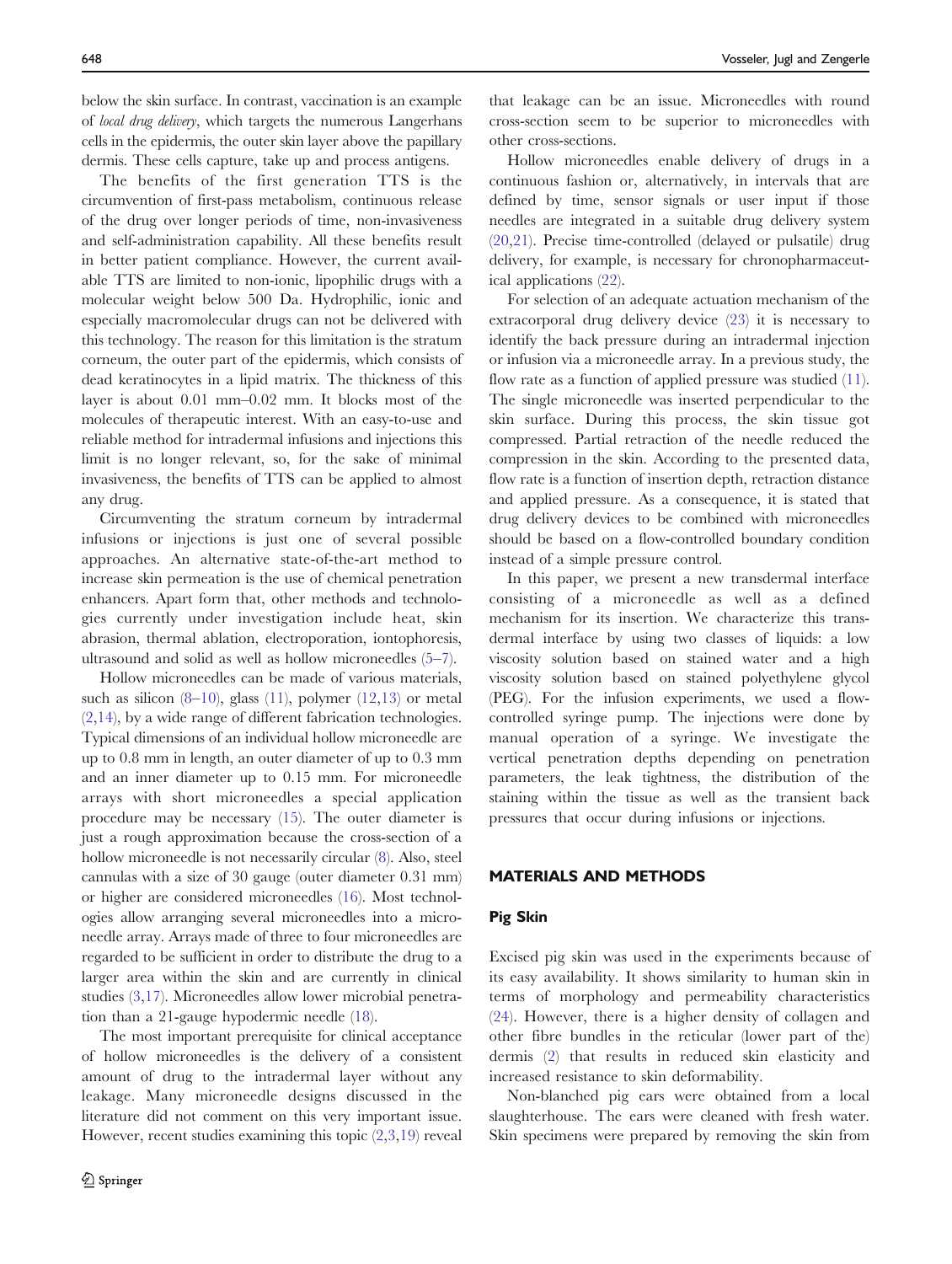below the skin surface. In contrast, vaccination is an example of *local drug delivery*, which targets the numerous Langerhans cells in the epidermis, the outer skin layer above the papillary dermis. These cells capture, take up and process antigens.

The benefits of the first generation TTS is the circumvention of first-pass metabolism, continuous release of the drug over longer periods of time, non-invasiveness and self-administration capability. All these benefits result in better patient compliance. However, the current available TTS are limited to non-ionic, lipophilic drugs with a molecular weight below 500 Da. Hydrophilic, ionic and especially macromolecular drugs can not be delivered with this technology. The reason for this limitation is the stratum corneum, the outer part of the epidermis, which consists of dead keratinocytes in a lipid matrix. The thickness of this layer is about 0.01 mm–0.02 mm. It blocks most of the molecules of therapeutic interest. With an easy-to-use and reliable method for intradermal infusions and injections this limit is no longer relevant, so, for the sake of minimal invasiveness, the benefits of TTS can be applied to almost any drug.

Circumventing the stratum corneum by intradermal infusions or injections is just one of several possible approaches. An alternative state-of-the-art method to increase skin permeation is the use of chemical penetration enhancers. Apart form that, other methods and technologies currently under investigation include heat, skin abrasion, thermal ablation, electroporation, iontophoresis, ultrasound and solid as well as hollow microneedles (5–7).

Hollow microneedles can be made of various materials, such as silicon (8–10), glass (11), polymer (12,13) or metal (2,14), by a wide range of different fabrication technologies. Typical dimensions of an individual hollow microneedle are up to 0.8 mm in length, an outer diameter of up to 0.3 mm and an inner diameter up to 0.15 mm. For microneedle arrays with short microneedles a special application procedure may be necessary (15). The outer diameter is just a rough approximation because the cross-section of a hollow microneedle is not necessarily circular (8). Also, steel cannulas with a size of 30 gauge (outer diameter 0.31 mm) or higher are considered microneedles (16). Most technologies allow arranging several microneedles into a microneedle array. Arrays made of three to four microneedles are regarded to be sufficient in order to distribute the drug to a larger area within the skin and are currently in clinical studies (3,17). Microneedles allow lower microbial penetration than a 21-gauge hypodermic needle (18).

The most important prerequisite for clinical acceptance of hollow microneedles is the delivery of a consistent amount of drug to the intradermal layer without any leakage. Many microneedle designs discussed in the literature did not comment on this very important issue. However, recent studies examining this topic (2,3,19) reveal that leakage can be an issue. Microneedles with round cross-section seem to be superior to microneedles with other cross-sections.

Hollow microneedles enable delivery of drugs in a continuous fashion or, alternatively, in intervals that are defined by time, sensor signals or user input if those needles are integrated in a suitable drug delivery system (20,21). Precise time-controlled (delayed or pulsatile) drug delivery, for example, is necessary for chronopharmaceutical applications (22).

For selection of an adequate actuation mechanism of the extracorporal drug delivery device (23) it is necessary to identify the back pressure during an intradermal injection or infusion via a microneedle array. In a previous study, the flow rate as a function of applied pressure was studied (11). The single microneedle was inserted perpendicular to the skin surface. During this process, the skin tissue got compressed. Partial retraction of the needle reduced the compression in the skin. According to the presented data, flow rate is a function of insertion depth, retraction distance and applied pressure. As a consequence, it is stated that drug delivery devices to be combined with microneedles should be based on a flow-controlled boundary condition instead of a simple pressure control.

In this paper, we present a new transdermal interface consisting of a microneedle as well as a defined mechanism for its insertion. We characterize this transdermal interface by using two classes of liquids: a low viscosity solution based on stained water and a high viscosity solution based on stained polyethylene glycol (PEG). For the infusion experiments, we used a flow-controlled syringe pump. The injections were done by manual operation of a syringe. We investigate the vertical penetration depths depending on penetration parameters, the leak tightness, the distribution of the staining within the tissue as well as the transient back pressures that occur during infusions or injections.

## MATERIALS AND METHODS

### Pig Skin

Excised pig skin was used in the experiments because of its easy availability. It shows similarity to human skin in terms of morphology and permeability characteristics (24). However, there is a higher density of collagen and other fibre bundles in the reticular (lower part of the) dermis (2) that results in reduced skin elasticity and increased resistance to skin deformability.

Non-blanched pig ears were obtained from a local slaughterhouse. The ears were cleaned with fresh water. Skin specimens were prepared by removing the skin from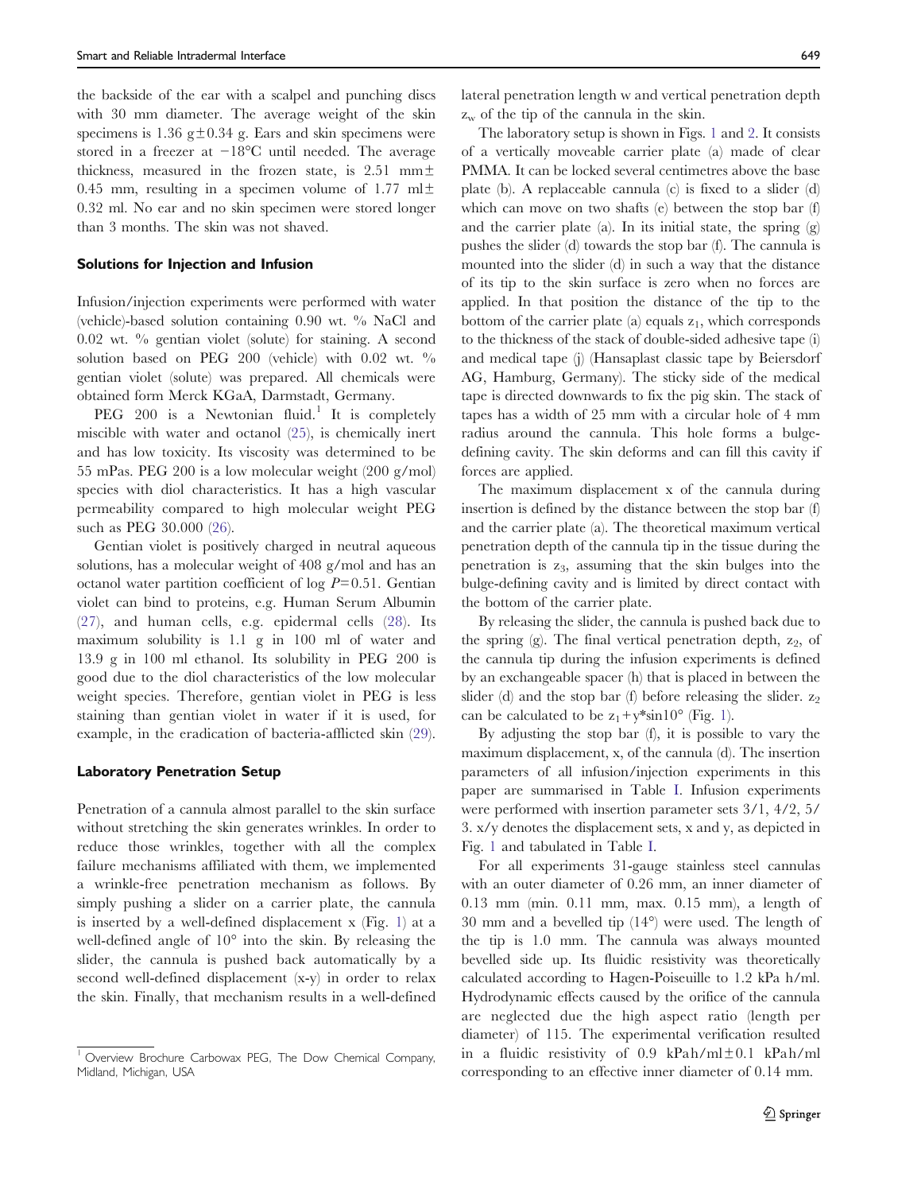the backside of the ear with a scalpel and punching discs with 30 mm diameter. The average weight of the skin specimens is 1.36 g ± 0.34 g. Ears and skin specimens were stored in a freezer at −18°C until needed. The average thickness, measured in the frozen state, is 2.51 mm ± 0.45 mm, resulting in a specimen volume of 1.77 ml ± 0.32 ml. No ear and no skin specimen were stored longer than 3 months. The skin was not shaved.

### Solutions for Injection and Infusion

Infusion/injection experiments were performed with water (vehicle)-based solution containing 0.90 wt. % NaCl and 0.02 wt. % gentian violet (solute) for staining. A second solution based on PEG 200 (vehicle) with 0.02 wt. % gentian violet (solute) was prepared. All chemicals were obtained form Merck KGaA, Darmstadt, Germany.

PEG 200 is a Newtonian fluid.[1] It is completely miscible with water and octanol (25), is chemically inert and has low toxicity. Its viscosity was determined to be 55 mPas. PEG 200 is a low molecular weight (200 g/mol) species with diol characteristics. It has a high vascular permeability compared to high molecular weight PEG such as PEG 30.000 (26).

Gentian violet is positively charged in neutral aqueous solutions, has a molecular weight of 408 g/mol and has an octanol water partition coefficient of $\log P = 0.51$. Gentian violet can bind to proteins, e.g. Human Serum Albumin (27), and human cells, e.g. epidermal cells (28). Its maximum solubility is 1.1 g in 100 ml of water and 13.9 g in 100 ml ethanol. Its solubility in PEG 200 is good due to the diol characteristics of the low molecular weight species. Therefore, gentian violet in PEG is less staining than gentian violet in water if it is used, for example, in the eradication of bacteria-afflicted skin (29).

### Laboratory Penetration Setup

Penetration of a cannula almost parallel to the skin surface without stretching the skin generates wrinkles. In order to reduce those wrinkles, together with all the complex failure mechanisms affiliated with them, we implemented a wrinkle-free penetration mechanism as follows. By simply pushing a slider on a carrier plate, the cannula is inserted by a well-defined displacement x (Fig. 1) at a well-defined angle of 10° into the skin. By releasing the slider, the cannula is pushed back automatically by a second well-defined displacement (x-y) in order to relax the skin. Finally, that mechanism results in a well-defined lateral penetration length w and vertical penetration depth $z_w$ of the tip of the cannula in the skin.

The laboratory setup is shown in Figs. 1 and 2. It consists of a vertically moveable carrier plate (a) made of clear PMMA. It can be locked several centimetres above the base plate (b). A replaceable cannula (c) is fixed to a slider (d) which can move on two shafts (e) between the stop bar (f) and the carrier plate (a). In its initial state, the spring (g) pushes the slider (d) towards the stop bar (f). The cannula is mounted into the slider (d) in such a way that the distance of its tip to the skin surface is zero when no forces are applied. In that position the distance of the tip to the bottom of the carrier plate (a) equals $z_1$, which corresponds to the thickness of the stack of double-sided adhesive tape (i) and medical tape (j) (Hansaplast classic tape by Beiersdorf AG, Hamburg, Germany). The sticky side of the medical tape is directed downwards to fix the pig skin. The stack of tapes has a width of 25 mm with a circular hole of 4 mm radius around the cannula. This hole forms a bulge-defining cavity. The skin deforms and can fill this cavity if forces are applied.

The maximum displacement x of the cannula during insertion is defined by the distance between the stop bar (f) and the carrier plate (a). The theoretical maximum vertical penetration depth of the cannula tip in the tissue during the penetration is $z_3$, assuming that the skin bulges into the bulge-defining cavity and is limited by direct contact with the bottom of the carrier plate.

By releasing the slider, the cannula is pushed back due to the spring (g). The final vertical penetration depth, $z_2$, of the cannula tip during the infusion experiments is defined by an exchangeable spacer (h) that is placed in between the slider (d) and the stop bar (f) before releasing the slider. $z_2$ can be calculated to be $z_1 + y{*}\sin 10°$ (Fig. 1).

By adjusting the stop bar (f), it is possible to vary the maximum displacement, x, of the cannula (d). The insertion parameters of all infusion/injection experiments in this paper are summarised in Table I. Infusion experiments were performed with insertion parameter sets 3/1, 4/2, 5/3. x/y denotes the displacement sets, x and y, as depicted in Fig. 1 and tabulated in Table I.

For all experiments 31-gauge stainless steel cannulas with an outer diameter of 0.26 mm, an inner diameter of 0.13 mm (min. 0.11 mm, max. 0.15 mm), a length of 30 mm and a bevelled tip (14°) were used. The length of the tip is 1.0 mm. The cannula was always mounted bevelled side up. Its fluidic resistivity was theoretically calculated according to Hagen-Poiseuille to 1.2 kPa h/ml. Hydrodynamic effects caused by the orifice of the cannula are neglected due the high aspect ratio (length per diameter) of 115. The experimental verification resulted in a fluidic resistivity of 0.9 kPah/ml ± 0.1 kPah/ml corresponding to an effective inner diameter of 0.14 mm.

---

[1] Overview Brochure Carbowax PEG, The Dow Chemical Company, Midland, Michigan, USA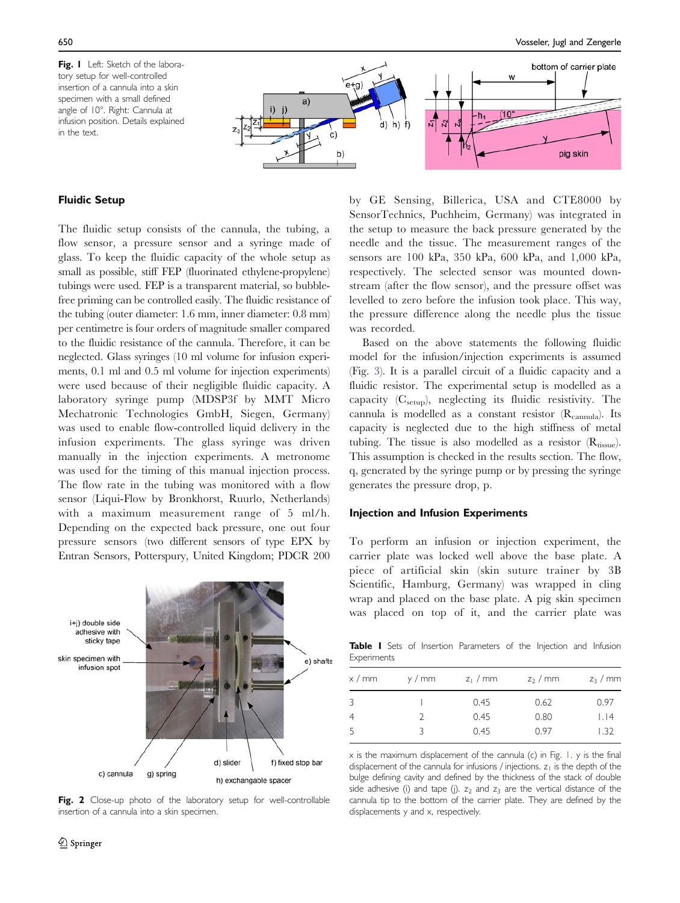**Fig. 1** Left: Sketch of the laboratory setup for well-controlled insertion of a cannula into a skin specimen with a small defined angle of 10°. Right: Cannula at infusion position. Details explained in the text.

### Fluidic Setup

The fluidic setup consists of the cannula, the tubing, a flow sensor, a pressure sensor and a syringe made of glass. To keep the fluidic capacity of the whole setup as small as possible, stiff FEP (fluorinated ethylene-propylene) tubings were used. FEP is a transparent material, so bubble-free priming can be controlled easily. The fluidic resistance of the tubing (outer diameter: 1.6 mm, inner diameter: 0.8 mm) per centimetre is four orders of magnitude smaller compared to the fluidic resistance of the cannula. Therefore, it can be neglected. Glass syringes (10 ml volume for infusion experiments, 0.1 ml and 0.5 ml volume for injection experiments) were used because of their negligible fluidic capacity. A laboratory syringe pump (MDSP3f by MMT Micro Mechatronic Technologies GmbH, Siegen, Germany) was used to enable flow-controlled liquid delivery in the infusion experiments. The glass syringe was driven manually in the injection experiments. A metronome was used for the timing of this manual injection process. The flow rate in the tubing was monitored with a flow sensor (Liqui-Flow by Bronkhorst, Ruurlo, Netherlands) with a maximum measurement range of 5 ml/h. Depending on the expected back pressure, one out four pressure sensors (two different sensors of type EPX by Entran Sensors, Potterspury, United Kingdom; PDCR 200 by GE Sensing, Billerica, USA and CTE8000 by SensorTechnics, Puchheim, Germany) was integrated in the setup to measure the back pressure generated by the needle and the tissue. The measurement ranges of the sensors are 100 kPa, 350 kPa, 600 kPa, and 1,000 kPa, respectively. The selected sensor was mounted downstream (after the flow sensor), and the pressure offset was levelled to zero before the infusion took place. This way, the pressure difference along the needle plus the tissue was recorded.

Based on the above statements the following fluidic model for the infusion/injection experiments is assumed (Fig. 3). It is a parallel circuit of a fluidic capacity and a fluidic resistor. The experimental setup is modelled as a capacity ($C_{setup}$), neglecting its fluidic resistivity. The cannula is modelled as a constant resistor ($R_{cannula}$). Its capacity is neglected due to the high stiffness of metal tubing. The tissue is also modelled as a resistor ($R_{tissue}$). This assumption is checked in the results section. The flow, q, generated by the syringe pump or by pressing the syringe generates the pressure drop, p.

**Fig. 2** Close-up photo of the laboratory setup for well-controllable insertion of a cannula into a skin specimen.

### Injection and Infusion Experiments

To perform an infusion or injection experiment, the carrier plate was locked well above the base plate. A piece of artificial skin (skin suture trainer by 3B Scientific, Hamburg, Germany) was wrapped in cling wrap and placed on the base plate. A pig skin specimen was placed on top of it, and the carrier plate was

**Table 1** Sets of Insertion Parameters of the Injection and Infusion Experiments

| x / mm | y / mm | $z_1$ / mm | $z_2$ / mm | $z_3$ / mm |
|---|---|---|---|---|
| 3 | 1 | 0.45 | 0.62 | 0.97 |
| 4 | 2 | 0.45 | 0.80 | 1.14 |
| 5 | 3 | 0.45 | 0.97 | 1.32 |

x is the maximum displacement of the cannula (c) in Fig. 1. y is the final displacement of the cannula for infusions / injections. $z_1$ is the depth of the bulge defining cavity and defined by the thickness of the stack of double side adhesive (i) and tape (j). $z_2$ and $z_3$ are the vertical distance of the cannula tip to the bottom of the carrier plate. They are defined by the displacements y and x, respectively.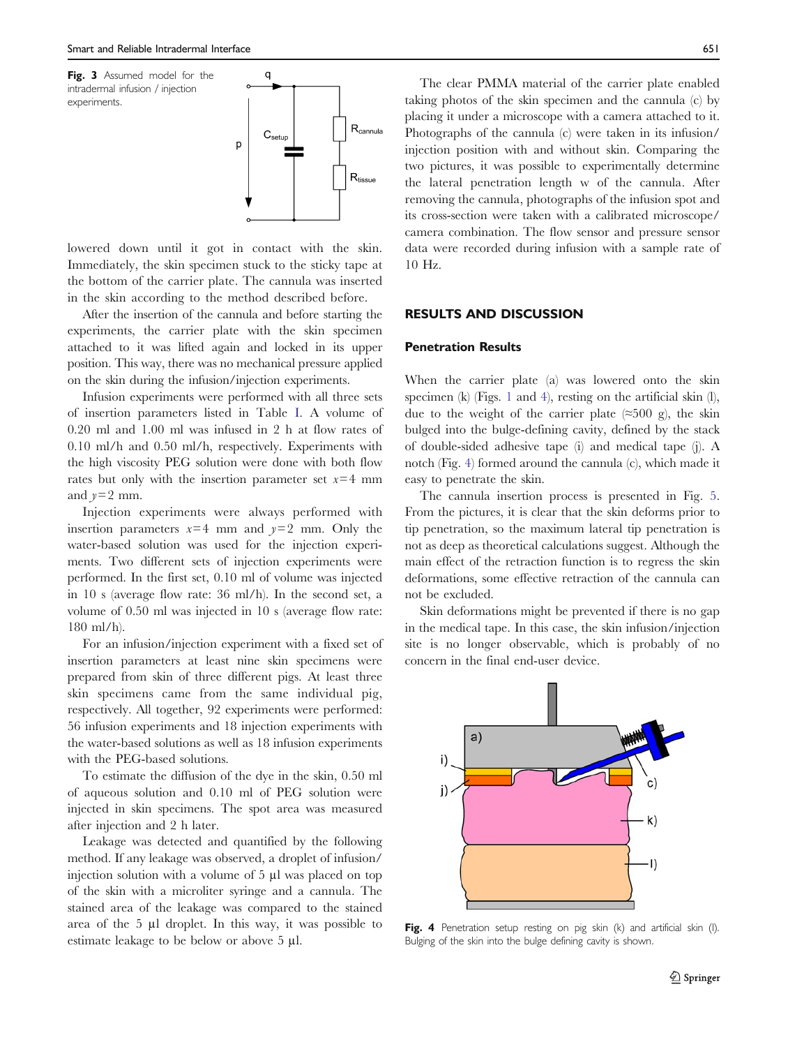**Fig. 3** Assumed model for the intradermal infusion / injection experiments.

lowered down until it got in contact with the skin. Immediately, the skin specimen stuck to the sticky tape at the bottom of the carrier plate. The cannula was inserted in the skin according to the method described before.

After the insertion of the cannula and before starting the experiments, the carrier plate with the skin specimen attached to it was lifted again and locked in its upper position. This way, there was no mechanical pressure applied on the skin during the infusion/injection experiments.

Infusion experiments were performed with all three sets of insertion parameters listed in Table I. A volume of 0.20 ml and 1.00 ml was infused in 2 h at flow rates of 0.10 ml/h and 0.50 ml/h, respectively. Experiments with the high viscosity PEG solution were done with both flow rates but only with the insertion parameter set $x=4$ mm and $y=2$ mm.

Injection experiments were always performed with insertion parameters $x=4$ mm and $y=2$ mm. Only the water-based solution was used for the injection experiments. Two different sets of injection experiments were performed. In the first set, 0.10 ml of volume was injected in 10 s (average flow rate: 36 ml/h). In the second set, a volume of 0.50 ml was injected in 10 s (average flow rate: 180 ml/h).

For an infusion/injection experiment with a fixed set of insertion parameters at least nine skin specimens were prepared from skin of three different pigs. At least three skin specimens came from the same individual pig, respectively. All together, 92 experiments were performed: 56 infusion experiments and 18 injection experiments with the water-based solutions as well as 18 infusion experiments with the PEG-based solutions.

To estimate the diffusion of the dye in the skin, 0.50 ml of aqueous solution and 0.10 ml of PEG solution were injected in skin specimens. The spot area was measured after injection and 2 h later.

Leakage was detected and quantified by the following method. If any leakage was observed, a droplet of infusion/injection solution with a volume of 5 µl was placed on top of the skin with a microliter syringe and a cannula. The stained area of the leakage was compared to the stained area of the 5 µl droplet. In this way, it was possible to estimate leakage to be below or above 5 µl.

The clear PMMA material of the carrier plate enabled taking photos of the skin specimen and the cannula (c) by placing it under a microscope with a camera attached to it. Photographs of the cannula (c) were taken in its infusion/injection position with and without skin. Comparing the two pictures, it was possible to experimentally determine the lateral penetration length w of the cannula. After removing the cannula, photographs of the infusion spot and its cross-section were taken with a calibrated microscope/camera combination. The flow sensor and pressure sensor data were recorded during infusion with a sample rate of 10 Hz.

## RESULTS AND DISCUSSION

### Penetration Results

When the carrier plate (a) was lowered onto the skin specimen (k) (Figs. 1 and 4), resting on the artificial skin (l), due to the weight of the carrier plate (≈500 g), the skin bulged into the bulge-defining cavity, defined by the stack of double-sided adhesive tape (i) and medical tape (j). A notch (Fig. 4) formed around the cannula (c), which made it easy to penetrate the skin.

The cannula insertion process is presented in Fig. 5. From the pictures, it is clear that the skin deforms prior to tip penetration, so the maximum lateral tip penetration is not as deep as theoretical calculations suggest. Although the main effect of the retraction function is to regress the skin deformations, some effective retraction of the cannula can not be excluded.

Skin deformations might be prevented if there is no gap in the medical tape. In this case, the skin infusion/injection site is no longer observable, which is probably of no concern in the final end-user device.

**Fig. 4** Penetration setup resting on pig skin (k) and artificial skin (l). Bulging of the skin into the bulge defining cavity is shown.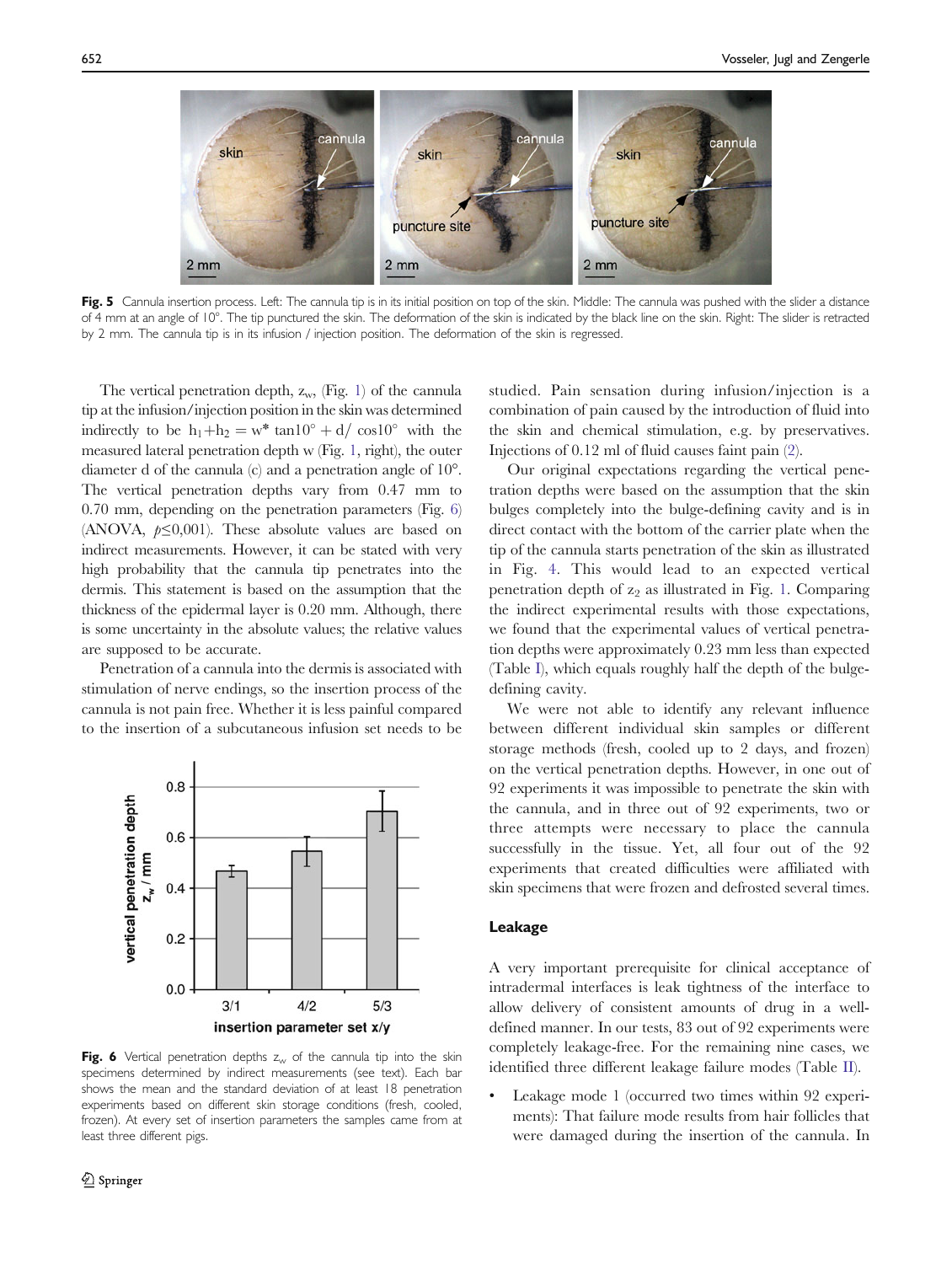Fig. 5 Cannula insertion process. Left: The cannula tip is in its initial position on top of the skin. Middle: The cannula was pushed with the slider a distance of 4 mm at an angle of 10°. The tip punctured the skin. The deformation of the skin is indicated by the black line on the skin. Right: The slider is retracted by 2 mm. The cannula tip is in its infusion / injection position. The deformation of the skin is regressed.

The vertical penetration depth, $z_w$, (Fig. 1) of the cannula tip at the infusion/injection position in the skin was determined indirectly to be $h_1 + h_2 = w^* \tan 10° + d/\cos 10°$ with the measured lateral penetration depth w (Fig. 1, right), the outer diameter d of the cannula (c) and a penetration angle of 10°. The vertical penetration depths vary from 0.47 mm to 0.70 mm, depending on the penetration parameters (Fig. 6) (ANOVA, $p \leq 0{,}001$). These absolute values are based on indirect measurements. However, it can be stated with very high probability that the cannula tip penetrates into the dermis. This statement is based on the assumption that the thickness of the epidermal layer is 0.20 mm. Although, there is some uncertainty in the absolute values; the relative values are supposed to be accurate.

Penetration of a cannula into the dermis is associated with stimulation of nerve endings, so the insertion process of the cannula is not pain free. Whether it is less painful compared to the insertion of a subcutaneous infusion set needs to be studied. Pain sensation during infusion/injection is a combination of pain caused by the introduction of fluid into the skin and chemical stimulation, e.g. by preservatives. Injections of 0.12 ml of fluid causes faint pain (2).

Fig. 6 Vertical penetration depths $z_w$ of the cannula tip into the skin specimens determined by indirect measurements (see text). Each bar shows the mean and the standard deviation of at least 18 penetration experiments based on different skin storage conditions (fresh, cooled, frozen). At every set of insertion parameters the samples came from at least three different pigs.

Our original expectations regarding the vertical penetration depths were based on the assumption that the skin bulges completely into the bulge-defining cavity and is in direct contact with the bottom of the carrier plate when the tip of the cannula starts penetration of the skin as illustrated in Fig. 4. This would lead to an expected vertical penetration depth of $z_2$ as illustrated in Fig. 1. Comparing the indirect experimental results with those expectations, we found that the experimental values of vertical penetration depths were approximately 0.23 mm less than expected (Table I), which equals roughly half the depth of the bulge-defining cavity.

We were not able to identify any relevant influence between different individual skin samples or different storage methods (fresh, cooled up to 2 days, and frozen) on the vertical penetration depths. However, in one out of 92 experiments it was impossible to penetrate the skin with the cannula, and in three out of 92 experiments, two or three attempts were necessary to place the cannula successfully in the tissue. Yet, all four out of the 92 experiments that created difficulties were affiliated with skin specimens that were frozen and defrosted several times.

### Leakage

A very important prerequisite for clinical acceptance of intradermal interfaces is leak tightness of the interface to allow delivery of consistent amounts of drug in a well-defined manner. In our tests, 83 out of 92 experiments were completely leakage-free. For the remaining nine cases, we identified three different leakage failure modes (Table II).

- Leakage mode 1 (occurred two times within 92 experiments): That failure mode results from hair follicles that were damaged during the insertion of the cannula. In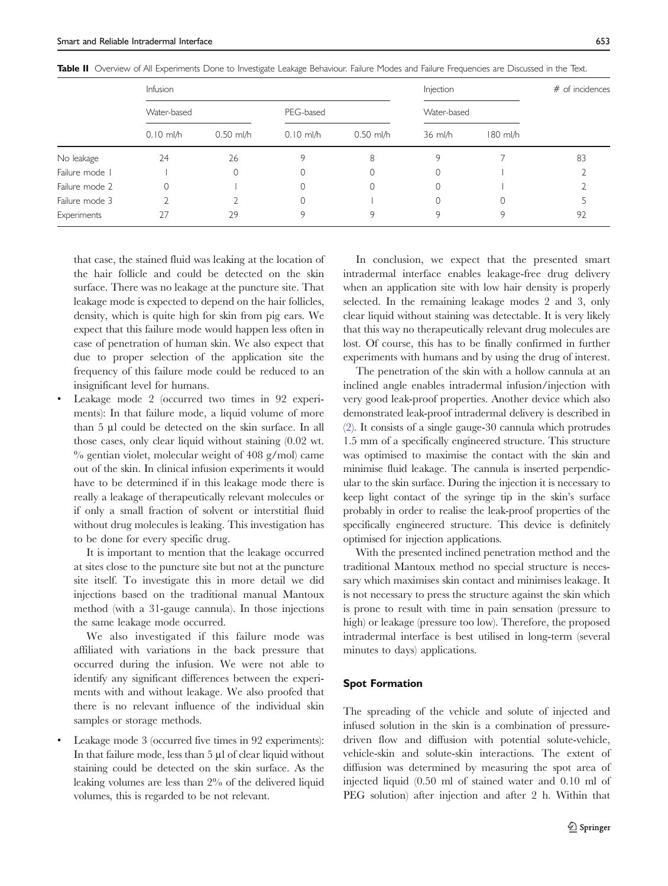**Table II** Overview of All Experiments Done to Investigate Leakage Behaviour. Failure Modes and Failure Frequencies are Discussed in the Text.

| | Infusion | | | | Injection | | # of incidences |
|---|---|---|---|---|---|---|---|
| | Water-based | | PEG-based | | Water-based | | |
| | 0.10 ml/h | 0.50 ml/h | 0.10 ml/h | 0.50 ml/h | 36 ml/h | 180 ml/h | |
| No leakage | 24 | 26 | 9 | 8 | 9 | 7 | 83 |
| Failure mode 1 | 1 | 0 | 0 | 0 | 0 | 1 | 2 |
| Failure mode 2 | 0 | 1 | 0 | 0 | 0 | 1 | 2 |
| Failure mode 3 | 2 | 2 | 0 | 1 | 0 | 0 | 5 |
| Experiments | 27 | 29 | 9 | 9 | 9 | 9 | 92 |

that case, the stained fluid was leaking at the location of the hair follicle and could be detected on the skin surface. There was no leakage at the puncture site. That leakage mode is expected to depend on the hair follicles, density, which is quite high for skin from pig ears. We expect that this failure mode would happen less often in case of penetration of human skin. We also expect that due to proper selection of the application site the frequency of this failure mode could be reduced to an insignificant level for humans.

- Leakage mode 2 (occurred two times in 92 experiments): In that failure mode, a liquid volume of more than 5 μl could be detected on the skin surface. In all those cases, only clear liquid without staining (0.02 wt. % gentian violet, molecular weight of 408 g/mol) came out of the skin. In clinical infusion experiments it would have to be determined if in this leakage mode there is really a leakage of therapeutically relevant molecules or if only a small fraction of solvent or interstitial fluid without drug molecules is leaking. This investigation has to be done for every specific drug.

  It is important to mention that the leakage occurred at sites close to the puncture site but not at the puncture site itself. To investigate this in more detail we did injections based on the traditional manual Mantoux method (with a 31-gauge cannula). In those injections the same leakage mode occurred.

  We also investigated if this failure mode was affiliated with variations in the back pressure that occurred during the infusion. We were not able to identify any significant differences between the experiments with and without leakage. We also proofed that there is no relevant influence of the individual skin samples or storage methods.

- Leakage mode 3 (occurred five times in 92 experiments): In that failure mode, less than 5 μl of clear liquid without staining could be detected on the skin surface. As the leaking volumes are less than 2% of the delivered liquid volumes, this is regarded to be not relevant.

In conclusion, we expect that the presented smart intradermal interface enables leakage-free drug delivery when an application site with low hair density is properly selected. In the remaining leakage modes 2 and 3, only clear liquid without staining was detectable. It is very likely that this way no therapeutically relevant drug molecules are lost. Of course, this has to be finally confirmed in further experiments with humans and by using the drug of interest.

The penetration of the skin with a hollow cannula at an inclined angle enables intradermal infusion/injection with very good leak-proof properties. Another device which also demonstrated leak-proof intradermal delivery is described in (2). It consists of a single gauge-30 cannula which protrudes 1.5 mm of a specifically engineered structure. This structure was optimised to maximise the contact with the skin and minimise fluid leakage. The cannula is inserted perpendicular to the skin surface. During the injection it is necessary to keep light contact of the syringe tip in the skin's surface probably in order to realise the leak-proof properties of the specifically engineered structure. This device is definitely optimised for injection applications.

With the presented inclined penetration method and the traditional Mantoux method no special structure is necessary which maximises skin contact and minimises leakage. It is not necessary to press the structure against the skin which is prone to result with time in pain sensation (pressure to high) or leakage (pressure too low). Therefore, the proposed intradermal interface is best utilised in long-term (several minutes to days) applications.

### Spot Formation

The spreading of the vehicle and solute of injected and infused solution in the skin is a combination of pressure-driven flow and diffusion with potential solute-vehicle, vehicle-skin and solute-skin interactions. The extent of diffusion was determined by measuring the spot area of injected liquid (0.50 ml of stained water and 0.10 ml of PEG solution) after injection and after 2 h. Within that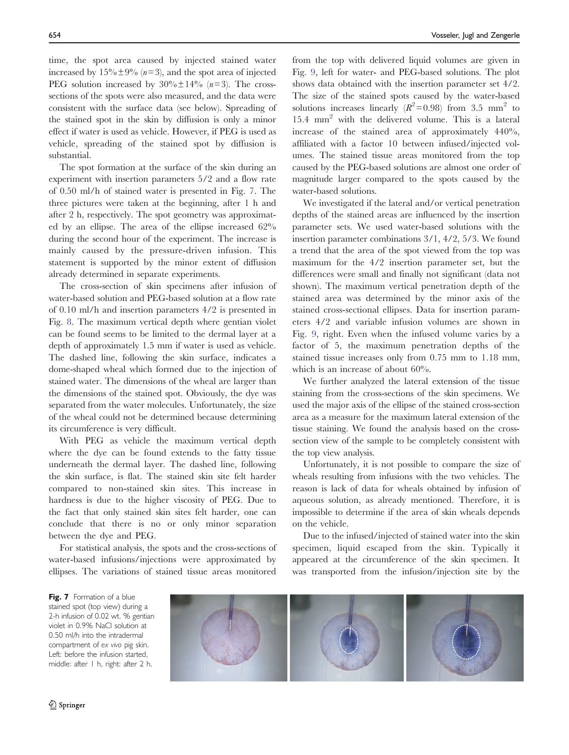time, the spot area caused by injected stained water increased by 15%±9% ($n=3$), and the spot area of injected PEG solution increased by 30%±14% ($n=3$). The cross-sections of the spots were also measured, and the data were consistent with the surface data (see below). Spreading of the stained spot in the skin by diffusion is only a minor effect if water is used as vehicle. However, if PEG is used as vehicle, spreading of the stained spot by diffusion is substantial.

The spot formation at the surface of the skin during an experiment with insertion parameters 5/2 and a flow rate of 0.50 ml/h of stained water is presented in Fig. 7. The three pictures were taken at the beginning, after 1 h and after 2 h, respectively. The spot geometry was approximated by an ellipse. The area of the ellipse increased 62% during the second hour of the experiment. The increase is mainly caused by the pressure-driven infusion. This statement is supported by the minor extent of diffusion already determined in separate experiments.

The cross-section of skin specimens after infusion of water-based solution and PEG-based solution at a flow rate of 0.10 ml/h and insertion parameters 4/2 is presented in Fig. 8. The maximum vertical depth where gentian violet can be found seems to be limited to the dermal layer at a depth of approximately 1.5 mm if water is used as vehicle. The dashed line, following the skin surface, indicates a dome-shaped wheal which formed due to the injection of stained water. The dimensions of the wheal are larger than the dimensions of the stained spot. Obviously, the dye was separated from the water molecules. Unfortunately, the size of the wheal could not be determined because determining its circumference is very difficult.

With PEG as vehicle the maximum vertical depth where the dye can be found extends to the fatty tissue underneath the dermal layer. The dashed line, following the skin surface, is flat. The stained skin site felt harder compared to non-stained skin sites. This increase in hardness is due to the higher viscosity of PEG. Due to the fact that only stained skin sites felt harder, one can conclude that there is no or only minor separation between the dye and PEG.

For statistical analysis, the spots and the cross-sections of water-based infusions/injections were approximated by ellipses. The variations of stained tissue areas monitored from the top with delivered liquid volumes are given in Fig. 9, left for water- and PEG-based solutions. The plot shows data obtained with the insertion parameter set 4/2. The size of the stained spots caused by the water-based solutions increases linearly ($R^2=0.98$) from 3.5 mm$^2$ to 15.4 mm$^2$ with the delivered volume. This is a lateral increase of the stained area of approximately 440%, affiliated with a factor 10 between infused/injected volumes. The stained tissue areas monitored from the top caused by the PEG-based solutions are almost one order of magnitude larger compared to the spots caused by the water-based solutions.

We investigated if the lateral and/or vertical penetration depths of the stained areas are influenced by the insertion parameter sets. We used water-based solutions with the insertion parameter combinations 3/1, 4/2, 5/3. We found a trend that the area of the spot viewed from the top was maximum for the 4/2 insertion parameter set, but the differences were small and finally not significant (data not shown). The maximum vertical penetration depth of the stained area was determined by the minor axis of the stained cross-sectional ellipses. Data for insertion parameters 4/2 and variable infusion volumes are shown in Fig. 9, right. Even when the infused volume varies by a factor of 5, the maximum penetration depths of the stained tissue increases only from 0.75 mm to 1.18 mm, which is an increase of about 60%.

We further analyzed the lateral extension of the tissue staining from the cross-sections of the skin specimens. We used the major axis of the ellipse of the stained cross-section area as a measure for the maximum lateral extension of the tissue staining. We found the analysis based on the cross-section view of the sample to be completely consistent with the top view analysis.

Unfortunately, it is not possible to compare the size of wheals resulting from infusions with the two vehicles. The reason is lack of data for wheals obtained by infusion of aqueous solution, as already mentioned. Therefore, it is impossible to determine if the area of skin wheals depends on the vehicle.

Due to the infused/injected of stained water into the skin specimen, liquid escaped from the skin. Typically it appeared at the circumference of the skin specimen. It was transported from the infusion/injection site by the

**Fig. 7** Formation of a blue stained spot (top view) during a 2-h infusion of 0.02 wt. % gentian violet in 0.9% NaCl solution at 0.50 ml/h into the intradermal compartment of *ex vivo* pig skin. Left: before the infusion started, middle: after 1 h, right: after 2 h.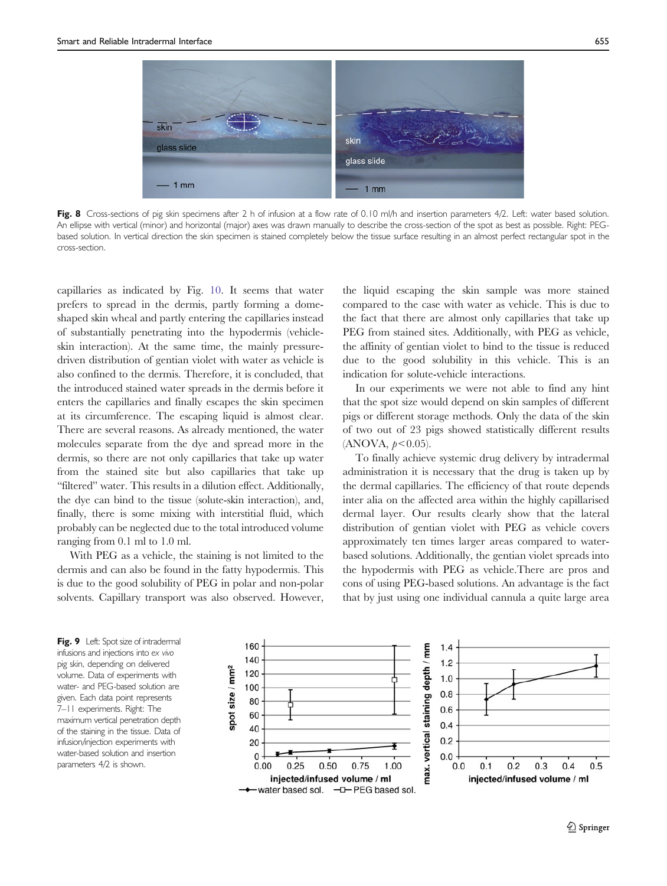**Fig. 8** Cross-sections of pig skin specimens after 2 h of infusion at a flow rate of 0.10 ml/h and insertion parameters 4/2. Left: water based solution. An ellipse with vertical (minor) and horizontal (major) axes was drawn manually to describe the cross-section of the spot as best as possible. Right: PEG-based solution. In vertical direction the skin specimen is stained completely below the tissue surface resulting in an almost perfect rectangular spot in the cross-section.

capillaries as indicated by Fig. 10. It seems that water prefers to spread in the dermis, partly forming a dome-shaped skin wheal and partly entering the capillaries instead of substantially penetrating into the hypodermis (vehicle-skin interaction). At the same time, the mainly pressure-driven distribution of gentian violet with water as vehicle is also confined to the dermis. Therefore, it is concluded, that the introduced stained water spreads in the dermis before it enters the capillaries and finally escapes the skin specimen at its circumference. The escaping liquid is almost clear. There are several reasons. As already mentioned, the water molecules separate from the dye and spread more in the dermis, so there are not only capillaries that take up water from the stained site but also capillaries that take up "filtered" water. This results in a dilution effect. Additionally, the dye can bind to the tissue (solute-skin interaction), and, finally, there is some mixing with interstitial fluid, which probably can be neglected due to the total introduced volume ranging from 0.1 ml to 1.0 ml.

With PEG as a vehicle, the staining is not limited to the dermis and can also be found in the fatty hypodermis. This is due to the good solubility of PEG in polar and non-polar solvents. Capillary transport was also observed. However, the liquid escaping the skin sample was more stained compared to the case with water as vehicle. This is due to the fact that there are almost only capillaries that take up PEG from stained sites. Additionally, with PEG as vehicle, the affinity of gentian violet to bind to the tissue is reduced due to the good solubility in this vehicle. This is an indication for solute-vehicle interactions.

In our experiments we were not able to find any hint that the spot size would depend on skin samples of different pigs or different storage methods. Only the data of the skin of two out of 23 pigs showed statistically different results (ANOVA, $p<0.05$).

To finally achieve systemic drug delivery by intradermal administration it is necessary that the drug is taken up by the dermal capillaries. The efficiency of that route depends inter alia on the affected area within the highly capillarised dermal layer. Our results clearly show that the lateral distribution of gentian violet with PEG as vehicle covers approximately ten times larger areas compared to water-based solutions. Additionally, the gentian violet spreads into the hypodermis with PEG as vehicle.There are pros and cons of using PEG-based solutions. An advantage is the fact that by just using one individual cannula a quite large area

**Fig. 9** Left: Spot size of intradermal infusions and injections into *ex vivo* pig skin, depending on delivered volume. Data of experiments with water- and PEG-based solution are given. Each data point represents 7–11 experiments. Right: The maximum vertical penetration depth of the staining in the tissue. Data of infusion/injection experiments with water-based solution and insertion parameters 4/2 is shown.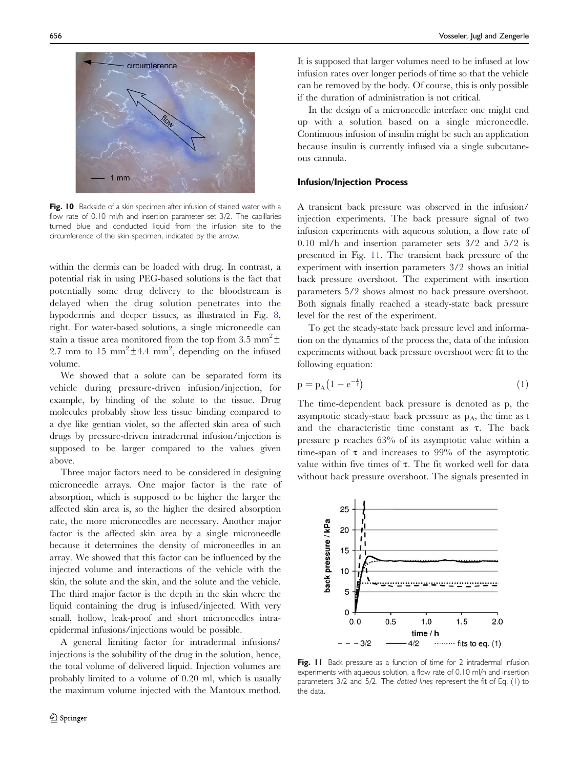circumference

flow

1 mm

**Fig. 10** Backside of a skin specimen after infusion of stained water with a flow rate of 0.10 ml/h and insertion parameter set 3/2. The capillaries turned blue and conducted liquid from the infusion site to the circumference of the skin specimen, indicated by the arrow.

within the dermis can be loaded with drug. In contrast, a potential risk in using PEG-based solutions is the fact that potentially some drug delivery to the bloodstream is delayed when the drug solution penetrates into the hypodermis and deeper tissues, as illustrated in Fig. 8, right. For water-based solutions, a single microneedle can stain a tissue area monitored from the top from 3.5 $mm^2$± 2.7 mm to 15 $mm^2$±4.4 $mm^2$, depending on the infused volume.

We showed that a solute can be separated form its vehicle during pressure-driven infusion/injection, for example, by binding of the solute to the tissue. Drug molecules probably show less tissue binding compared to a dye like gentian violet, so the affected skin area of such drugs by pressure-driven intradermal infusion/injection is supposed to be larger compared to the values given above.

Three major factors need to be considered in designing microneedle arrays. One major factor is the rate of absorption, which is supposed to be higher the larger the affected skin area is, so the higher the desired absorption rate, the more microneedles are necessary. Another major factor is the affected skin area by a single microneedle because it determines the density of microneedles in an array. We showed that this factor can be influenced by the injected volume and interactions of the vehicle with the skin, the solute and the skin, and the solute and the vehicle. The third major factor is the depth in the skin where the liquid containing the drug is infused/injected. With very small, hollow, leak-proof and short microneedles intra-epidermal infusions/injections would be possible.

A general limiting factor for intradermal infusions/injections is the solubility of the drug in the solution, hence, the total volume of delivered liquid. Injection volumes are probably limited to a volume of 0.20 ml, which is usually the maximum volume injected with the Mantoux method. It is supposed that larger volumes need to be infused at low infusion rates over longer periods of time so that the vehicle can be removed by the body. Of course, this is only possible if the duration of administration is not critical.

In the design of a microneedle interface one might end up with a solution based on a single microneedle. Continuous infusion of insulin might be such an application because insulin is currently infused via a single subcutaneous cannula.

#### Infusion/Injection Process

A transient back pressure was observed in the infusion/injection experiments. The back pressure signal of two infusion experiments with aqueous solution, a flow rate of 0.10 ml/h and insertion parameter sets 3/2 and 5/2 is presented in Fig. 11. The transient back pressure of the experiment with insertion parameters 3/2 shows an initial back pressure overshoot. The experiment with insertion parameters 5/2 shows almost no back pressure overshoot. Both signals finally reached a steady-state back pressure level for the rest of the experiment.

To get the steady-state back pressure level and information on the dynamics of the process the, data of the infusion experiments without back pressure overshoot were fit to the following equation:

$$p = p_A\left(1 - e^{-\frac{t}{\tau}}\right) \tag{1}$$

The time-dependent back pressure is denoted as p, the asymptotic steady-state back pressure as $p_A$, the time as t and the characteristic time constant as $\tau$. The back pressure p reaches 63% of its asymptotic value within a time-span of $\tau$ and increases to 99% of the asymptotic value within five times of $\tau$. The fit worked well for data without back pressure overshoot. The signals presented in

back pressure / kPa
25
20
15
10
5
0
0.0
0.5
1.0
1.5
2.0
time / h
3/2
4/2
fits to eq. (1)

**Fig. 11** Back pressure as a function of time for 2 intradermal infusion experiments with aqueous solution, a flow rate of 0.10 ml/h and insertion parameters 3/2 and 5/2. The *dotted lines* represent the fit of Eq. (1) to the data.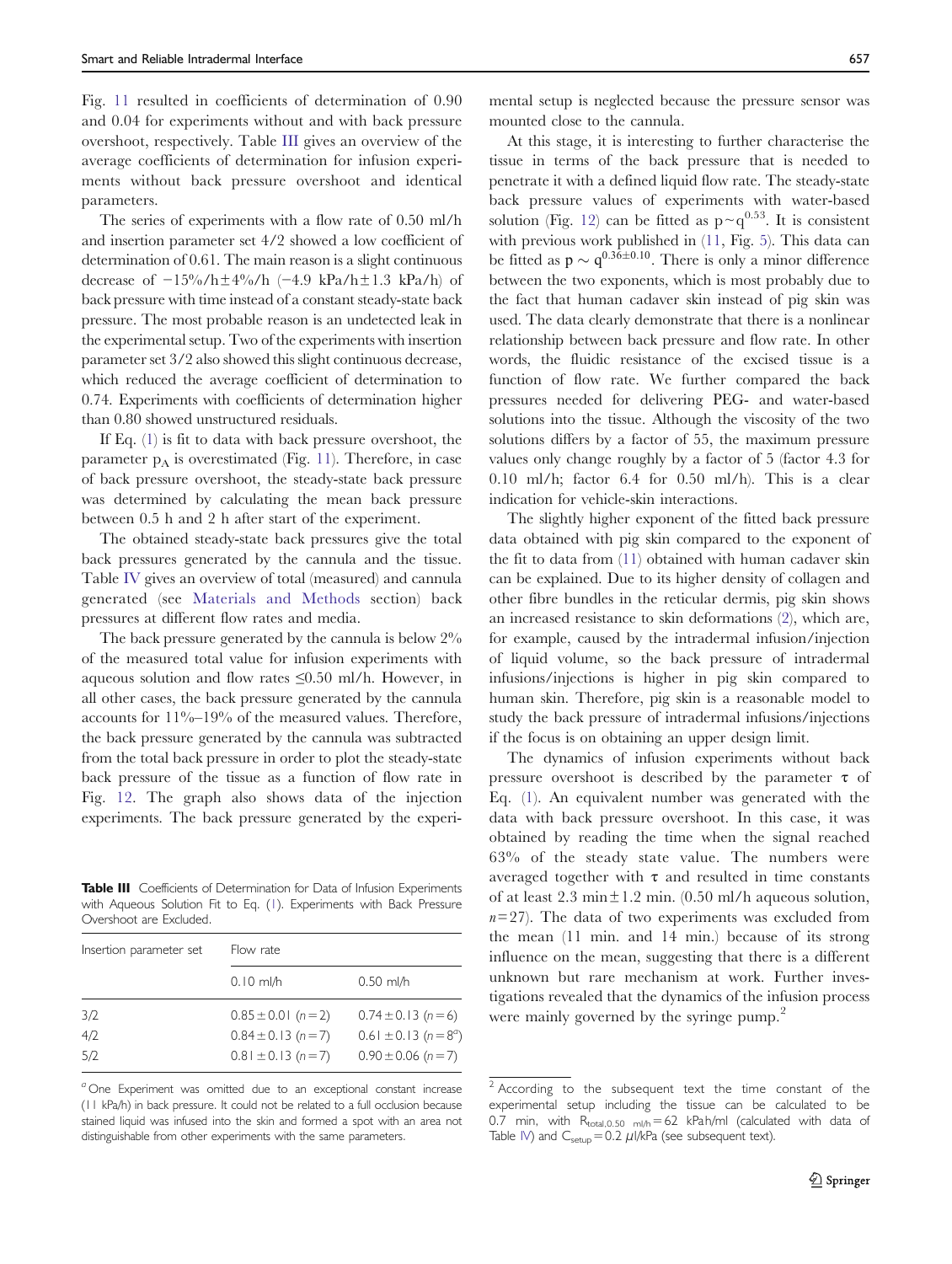Fig. 11 resulted in coefficients of determination of 0.90 and 0.04 for experiments without and with back pressure overshoot, respectively. Table III gives an overview of the average coefficients of determination for infusion experiments without back pressure overshoot and identical parameters.

The series of experiments with a flow rate of 0.50 ml/h and insertion parameter set 4/2 showed a low coefficient of determination of 0.61. The main reason is a slight continuous decrease of −15%/h±4%/h (−4.9 kPa/h±1.3 kPa/h) of back pressure with time instead of a constant steady-state back pressure. The most probable reason is an undetected leak in the experimental setup. Two of the experiments with insertion parameter set 3/2 also showed this slight continuous decrease, which reduced the average coefficient of determination to 0.74. Experiments with coefficients of determination higher than 0.80 showed unstructured residuals.

If Eq. (1) is fit to data with back pressure overshoot, the parameter $p_A$ is overestimated (Fig. 11). Therefore, in case of back pressure overshoot, the steady-state back pressure was determined by calculating the mean back pressure between 0.5 h and 2 h after start of the experiment.

The obtained steady-state back pressures give the total back pressures generated by the cannula and the tissue. Table IV gives an overview of total (measured) and cannula generated (see Materials and Methods section) back pressures at different flow rates and media.

The back pressure generated by the cannula is below 2% of the measured total value for infusion experiments with aqueous solution and flow rates ≤0.50 ml/h. However, in all other cases, the back pressure generated by the cannula accounts for 11%–19% of the measured values. Therefore, the back pressure generated by the cannula was subtracted from the total back pressure in order to plot the steady-state back pressure of the tissue as a function of flow rate in Fig. 12. The graph also shows data of the injection experiments. The back pressure generated by the experimental setup is neglected because the pressure sensor was mounted close to the cannula.

**Table III** Coefficients of Determination for Data of Infusion Experiments with Aqueous Solution Fit to Eq. (1). Experiments with Back Pressure Overshoot are Excluded.

| Insertion parameter set | Flow rate | |
|---|---|---|
| | 0.10 ml/h | 0.50 ml/h |
| 3/2 | 0.85 ± 0.01 ($n$ = 2) | 0.74 ± 0.13 ($n$ = 6) |
| 4/2 | 0.84 ± 0.13 ($n$ = 7) | 0.61 ± 0.13 ($n$ = 8[a]) |
| 5/2 | 0.81 ± 0.13 ($n$ = 7) | 0.90 ± 0.06 ($n$ = 7) |

[a] One Experiment was omitted due to an exceptional constant increase (11 kPa/h) in back pressure. It could not be related to a full occlusion because stained liquid was infused into the skin and formed a spot with an area not distinguishable from other experiments with the same parameters.

At this stage, it is interesting to further characterise the tissue in terms of the back pressure that is needed to penetrate it with a defined liquid flow rate. The steady-state back pressure values of experiments with water-based solution (Fig. 12) can be fitted as $p \sim q^{0.53}$. It is consistent with previous work published in (11, Fig. 5). This data can be fitted as $p \sim q^{0.36 \pm 0.10}$. There is only a minor difference between the two exponents, which is most probably due to the fact that human cadaver skin instead of pig skin was used. The data clearly demonstrate that there is a nonlinear relationship between back pressure and flow rate. In other words, the fluidic resistance of the excised tissue is a function of flow rate. We further compared the back pressures needed for delivering PEG- and water-based solutions into the tissue. Although the viscosity of the two solutions differs by a factor of 55, the maximum pressure values only change roughly by a factor of 5 (factor 4.3 for 0.10 ml/h; factor 6.4 for 0.50 ml/h). This is a clear indication for vehicle-skin interactions.

The slightly higher exponent of the fitted back pressure data obtained with pig skin compared to the exponent of the fit to data from (11) obtained with human cadaver skin can be explained. Due to its higher density of collagen and other fibre bundles in the reticular dermis, pig skin shows an increased resistance to skin deformations (2), which are, for example, caused by the intradermal infusion/injection of liquid volume, so the back pressure of intradermal infusions/injections is higher in pig skin compared to human skin. Therefore, pig skin is a reasonable model to study the back pressure of intradermal infusions/injections if the focus is on obtaining an upper design limit.

The dynamics of infusion experiments without back pressure overshoot is described by the parameter $\tau$ of Eq. (1). An equivalent number was generated with the data with back pressure overshoot. In this case, it was obtained by reading the time when the signal reached 63% of the steady state value. The numbers were averaged together with $\tau$ and resulted in time constants of at least 2.3 min ± 1.2 min. (0.50 ml/h aqueous solution, $n$ = 27). The data of two experiments was excluded from the mean (11 min. and 14 min.) because of its strong influence on the mean, suggesting that there is a different unknown but rare mechanism at work. Further investigations revealed that the dynamics of the infusion process were mainly governed by the syringe pump.[2]

[2] According to the subsequent text the time constant of the experimental setup including the tissue can be calculated to be 0.7 min, with $R_{total,0.50\ ml/h}$ = 62 kPah/ml (calculated with data of Table IV) and $C_{setup}$ = 0.2 µl/kPa (see subsequent text).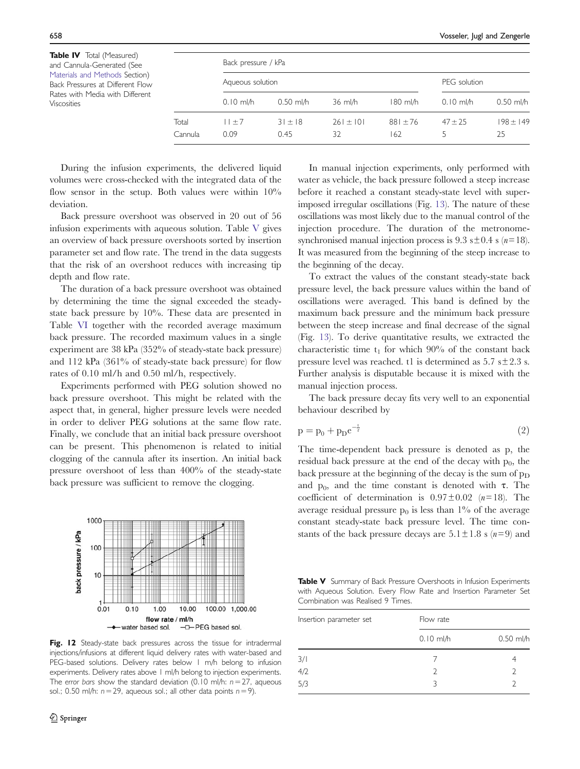**Table IV** Total (Measured) and Cannula-Generated (See Materials and Methods Section) Back Pressures at Different Flow Rates with Media with Different Viscosities

| | Back pressure / kPa | | | | | |
|---|---|---|---|---|---|---|
| | Aqueous solution | | | | PEG solution | |
| | 0.10 ml/h | 0.50 ml/h | 36 ml/h | 180 ml/h | 0.10 ml/h | 0.50 ml/h |
| Total | 11 ± 7 | 31 ± 18 | 261 ± 101 | 881 ± 76 | 47 ± 25 | 198 ± 149 |
| Cannula | 0.09 | 0.45 | 32 | 162 | 5 | 25 |

During the infusion experiments, the delivered liquid volumes were cross-checked with the integrated data of the flow sensor in the setup. Both values were within 10% deviation.

Back pressure overshoot was observed in 20 out of 56 infusion experiments with aqueous solution. Table V gives an overview of back pressure overshoots sorted by insertion parameter set and flow rate. The trend in the data suggests that the risk of an overshoot reduces with increasing tip depth and flow rate.

The duration of a back pressure overshoot was obtained by determining the time the signal exceeded the steady-state back pressure by 10%. These data are presented in Table VI together with the recorded average maximum back pressure. The recorded maximum values in a single experiment are 38 kPa (352% of steady-state back pressure) and 112 kPa (361% of steady-state back pressure) for flow rates of 0.10 ml/h and 0.50 ml/h, respectively.

Experiments performed with PEG solution showed no back pressure overshoot. This might be related with the aspect that, in general, higher pressure levels were needed in order to deliver PEG solutions at the same flow rate. Finally, we conclude that an initial back pressure overshoot can be present. This phenomenon is related to initial clogging of the cannula after its insertion. An initial back pressure overshoot of less than 400% of the steady-state back pressure was sufficient to remove the clogging.

**Fig. 12** Steady-state back pressures across the tissue for intradermal injections/infusions at different liquid delivery rates with water-based and PEG-based solutions. Delivery rates below 1 m/h belong to infusion experiments. Delivery rates above 1 ml/h belong to injection experiments. The *error bars* show the standard deviation (0.10 ml/h: $n=27$, aqueous sol.; 0.50 ml/h: $n=29$, aqueous sol.; all other data points $n=9$).

In manual injection experiments, only performed with water as vehicle, the back pressure followed a steep increase before it reached a constant steady-state level with superimposed irregular oscillations (Fig. 13). The nature of these oscillations was most likely due to the manual control of the injection procedure. The duration of the metronome-synchronised manual injection process is 9.3 s±0.4 s ($n=18$). It was measured from the beginning of the steep increase to the beginning of the decay.

To extract the values of the constant steady-state back pressure level, the back pressure values within the band of oscillations were averaged. This band is defined by the maximum back pressure and the minimum back pressure between the steep increase and final decrease of the signal (Fig. 13). To derive quantitative results, we extracted the characteristic time $t_1$ for which 90% of the constant back pressure level was reached. t1 is determined as 5.7 s±2.3 s. Further analysis is disputable because it is mixed with the manual injection process.

The back pressure decay fits very well to an exponential behaviour described by

$$p = p_0 + p_D e^{-\frac{t}{\tau}} \tag{2}$$

The time-dependent back pressure is denoted as p, the residual back pressure at the end of the decay with $p_0$, the back pressure at the beginning of the decay is the sum of $p_D$ and $p_0$, and the time constant is denoted with $\tau$. The coefficient of determination is 0.97±0.02 ($n=18$). The average residual pressure $p_0$ is less than 1% of the average constant steady-state back pressure level. The time constants of the back pressure decays are 5.1±1.8 s ($n=9$) and

**Table V** Summary of Back Pressure Overshoots in Infusion Experiments with Aqueous Solution. Every Flow Rate and Insertion Parameter Set Combination was Realised 9 Times.

| Insertion parameter set | Flow rate | |
|---|---|---|
| | 0.10 ml/h | 0.50 ml/h |
| 3/1 | 7 | 4 |
| 4/2 | 2 | 2 |
| 5/3 | 3 | 2 |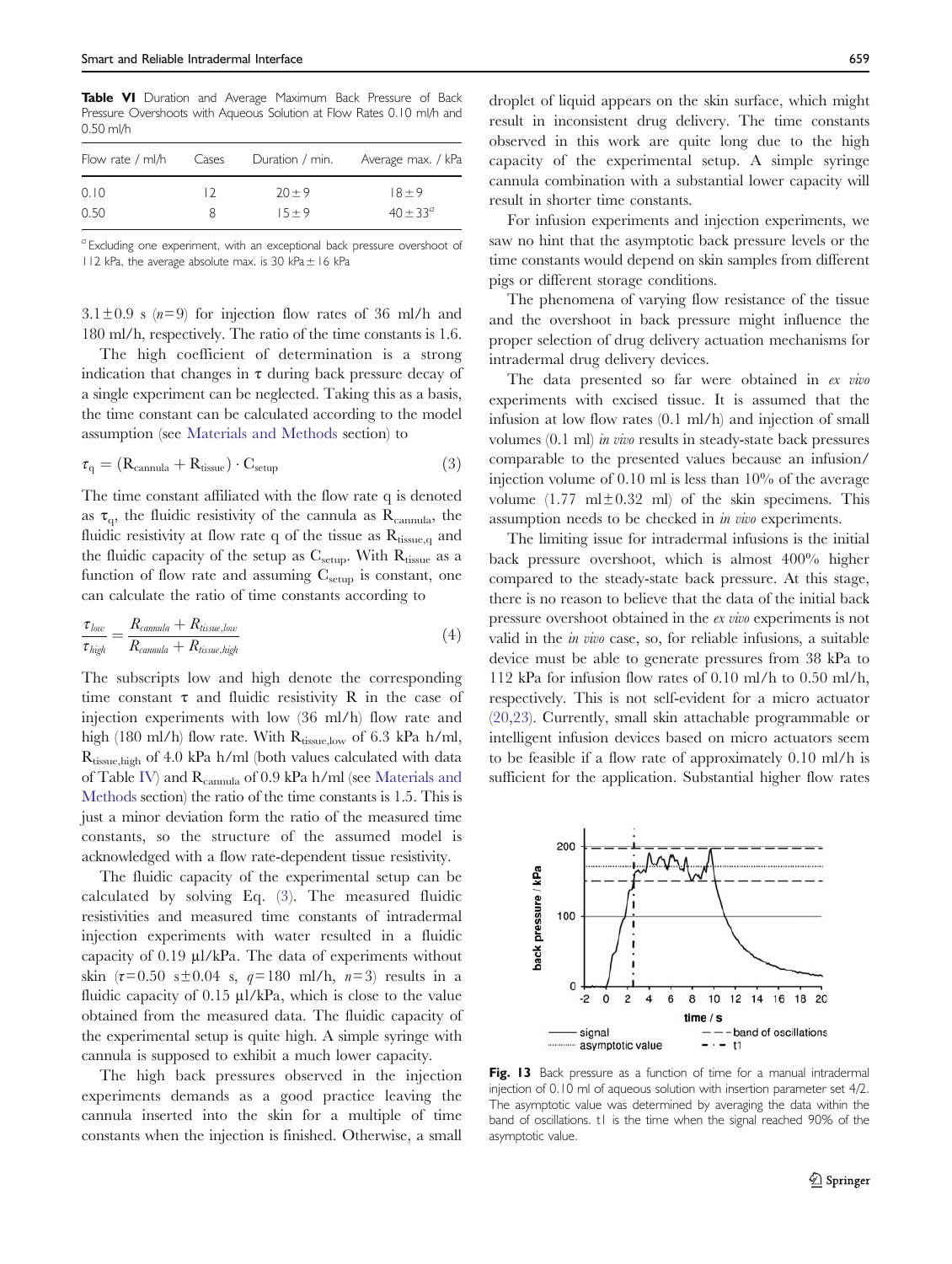**Table VI** Duration and Average Maximum Back Pressure of Back Pressure Overshoots with Aqueous Solution at Flow Rates 0.10 ml/h and 0.50 ml/h

| Flow rate / ml/h | Cases | Duration / min. | Average max. / kPa |
|---|---|---|---|
| 0.10 | 12 | 20 ± 9 | 18 ± 9 |
| 0.50 | 8 | 15 ± 9 | 40 ± 33[a] |

[a] Excluding one experiment, with an exceptional back pressure overshoot of 112 kPa, the average absolute max. is 30 kPa ± 16 kPa

3.1 ± 0.9 s ($n$=9) for injection flow rates of 36 ml/h and 180 ml/h, respectively. The ratio of the time constants is 1.6.

The high coefficient of determination is a strong indication that changes in τ during back pressure decay of a single experiment can be neglected. Taking this as a basis, the time constant can be calculated according to the model assumption (see Materials and Methods section) to

$$\tau_q = (R_{cannula} + R_{tissue}) \cdot C_{setup} \tag{3}$$

The time constant affiliated with the flow rate q is denoted as $\tau_q$, the fluidic resistivity of the cannula as $R_{cannula}$, the fluidic resistivity at flow rate q of the tissue as $R_{tissue,q}$ and the fluidic capacity of the setup as $C_{setup}$. With $R_{tissue}$ as a function of flow rate and assuming $C_{setup}$ is constant, one can calculate the ratio of time constants according to

$$\frac{\tau_{low}}{\tau_{high}} = \frac{R_{cannula} + R_{tissue,low}}{R_{cannula} + R_{tissue,high}} \tag{4}$$

The subscripts low and high denote the corresponding time constant τ and fluidic resistivity R in the case of injection experiments with low (36 ml/h) flow rate and high (180 ml/h) flow rate. With $R_{tissue,low}$ of 6.3 kPa h/ml, $R_{tissue,high}$ of 4.0 kPa h/ml (both values calculated with data of Table IV) and $R_{cannula}$ of 0.9 kPa h/ml (see Materials and Methods section) the ratio of the time constants is 1.5. This is just a minor deviation form the ratio of the measured time constants, so the structure of the assumed model is acknowledged with a flow rate-dependent tissue resistivity.

The fluidic capacity of the experimental setup can be calculated by solving Eq. (3). The measured fluidic resistivities and measured time constants of intradermal injection experiments with water resulted in a fluidic capacity of 0.19 µl/kPa. The data of experiments without skin (τ=0.50 s ± 0.04 s, $q$=180 ml/h, $n$=3) results in a fluidic capacity of 0.15 µl/kPa, which is close to the value obtained from the measured data. The fluidic capacity of the experimental setup is quite high. A simple syringe with cannula is supposed to exhibit a much lower capacity.

The high back pressures observed in the injection experiments demands as a good practice leaving the cannula inserted into the skin for a multiple of time constants when the injection is finished. Otherwise, a small droplet of liquid appears on the skin surface, which might result in inconsistent drug delivery. The time constants observed in this work are quite long due to the high capacity of the experimental setup. A simple syringe cannula combination with a substantial lower capacity will result in shorter time constants.

For infusion experiments and injection experiments, we saw no hint that the asymptotic back pressure levels or the time constants would depend on skin samples from different pigs or different storage conditions.

The phenomena of varying flow resistance of the tissue and the overshoot in back pressure might influence the proper selection of drug delivery actuation mechanisms for intradermal drug delivery devices.

The data presented so far were obtained in *ex vivo* experiments with excised tissue. It is assumed that the infusion at low flow rates (0.1 ml/h) and injection of small volumes (0.1 ml) *in vivo* results in steady-state back pressures comparable to the presented values because an infusion/injection volume of 0.10 ml is less than 10% of the average volume (1.77 ml ± 0.32 ml) of the skin specimens. This assumption needs to be checked in *in vivo* experiments.

The limiting issue for intradermal infusions is the initial back pressure overshoot, which is almost 400% higher compared to the steady-state back pressure. At this stage, there is no reason to believe that the data of the initial back pressure overshoot obtained in the *ex vivo* experiments is not valid in the *in vivo* case, so, for reliable infusions, a suitable device must be able to generate pressures from 38 kPa to 112 kPa for infusion flow rates of 0.10 ml/h to 0.50 ml/h, respectively. This is not self-evident for a micro actuator (20,23). Currently, small skin attachable programmable or intelligent infusion devices based on micro actuators seem to be feasible if a flow rate of approximately 0.10 ml/h is sufficient for the application. Substantial higher flow rates

**Fig. 13** Back pressure as a function of time for a manual intradermal injection of 0.10 ml of aqueous solution with insertion parameter set 4/2. The asymptotic value was determined by averaging the data within the band of oscillations. t1 is the time when the signal reached 90% of the asymptotic value.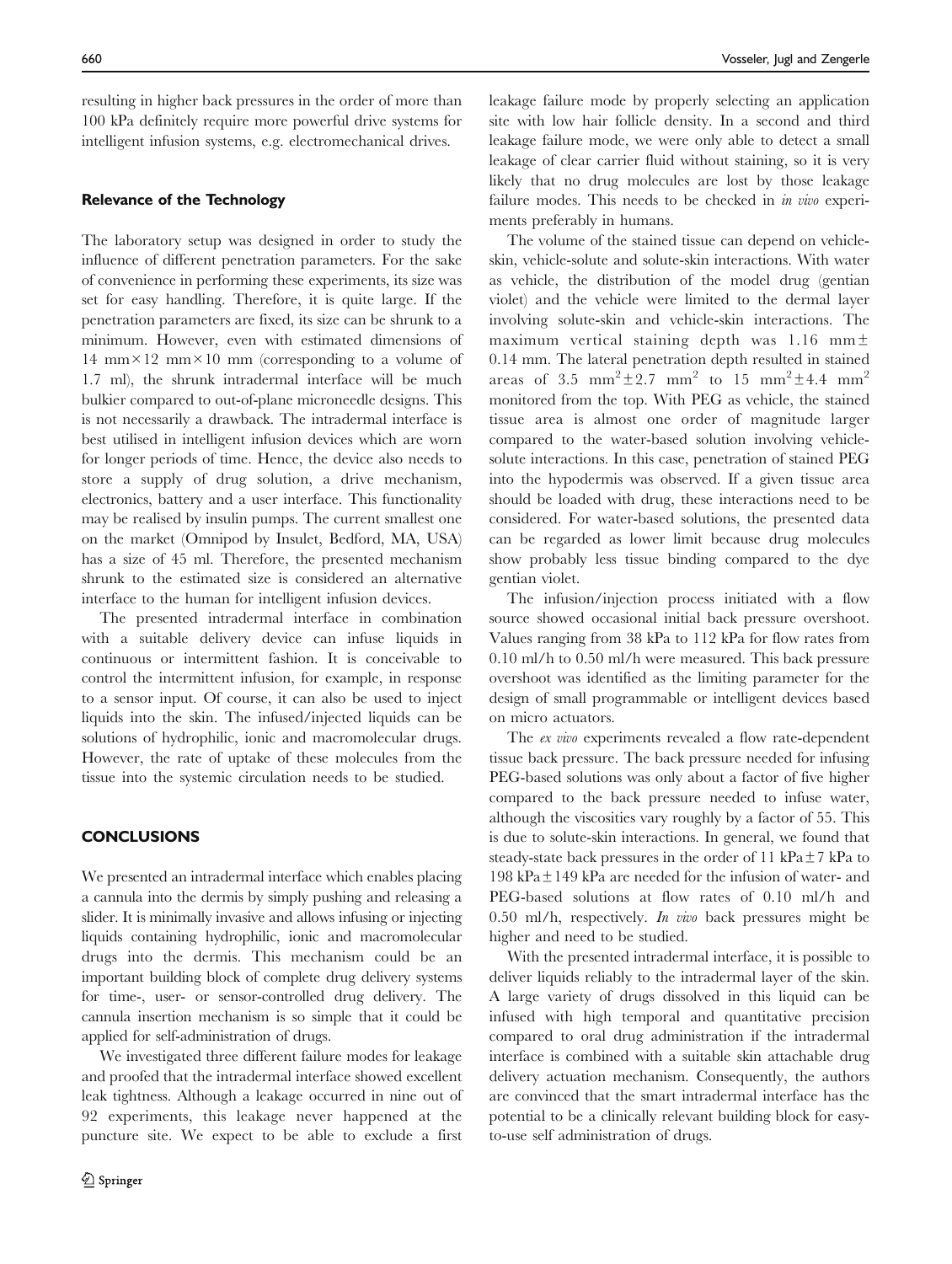resulting in higher back pressures in the order of more than 100 kPa definitely require more powerful drive systems for intelligent infusion systems, e.g. electromechanical drives.

### Relevance of the Technology

The laboratory setup was designed in order to study the influence of different penetration parameters. For the sake of convenience in performing these experiments, its size was set for easy handling. Therefore, it is quite large. If the penetration parameters are fixed, its size can be shrunk to a minimum. However, even with estimated dimensions of 14 mm×12 mm×10 mm (corresponding to a volume of 1.7 ml), the shrunk intradermal interface will be much bulkier compared to out-of-plane microneedle designs. This is not necessarily a drawback. The intradermal interface is best utilised in intelligent infusion devices which are worn for longer periods of time. Hence, the device also needs to store a supply of drug solution, a drive mechanism, electronics, battery and a user interface. This functionality may be realised by insulin pumps. The current smallest one on the market (Omnipod by Insulet, Bedford, MA, USA) has a size of 45 ml. Therefore, the presented mechanism shrunk to the estimated size is considered an alternative interface to the human for intelligent infusion devices.

The presented intradermal interface in combination with a suitable delivery device can infuse liquids in continuous or intermittent fashion. It is conceivable to control the intermittent infusion, for example, in response to a sensor input. Of course, it can also be used to inject liquids into the skin. The infused/injected liquids can be solutions of hydrophilic, ionic and macromolecular drugs. However, the rate of uptake of these molecules from the tissue into the systemic circulation needs to be studied.

## CONCLUSIONS

We presented an intradermal interface which enables placing a cannula into the dermis by simply pushing and releasing a slider. It is minimally invasive and allows infusing or injecting liquids containing hydrophilic, ionic and macromolecular drugs into the dermis. This mechanism could be an important building block of complete drug delivery systems for time-, user- or sensor-controlled drug delivery. The cannula insertion mechanism is so simple that it could be applied for self-administration of drugs.

We investigated three different failure modes for leakage and proofed that the intradermal interface showed excellent leak tightness. Although a leakage occurred in nine out of 92 experiments, this leakage never happened at the puncture site. We expect to be able to exclude a first leakage failure mode by properly selecting an application site with low hair follicle density. In a second and third leakage failure mode, we were only able to detect a small leakage of clear carrier fluid without staining, so it is very likely that no drug molecules are lost by those leakage failure modes. This needs to be checked in *in vivo* experiments preferably in humans.

The volume of the stained tissue can depend on vehicle-skin, vehicle-solute and solute-skin interactions. With water as vehicle, the distribution of the model drug (gentian violet) and the vehicle were limited to the dermal layer involving solute-skin and vehicle-skin interactions. The maximum vertical staining depth was 1.16 mm ± 0.14 mm. The lateral penetration depth resulted in stained areas of 3.5 $\text{mm}^2 \pm 2.7$ $\text{mm}^2$ to 15 $\text{mm}^2 \pm 4.4$ $\text{mm}^2$ monitored from the top. With PEG as vehicle, the stained tissue area is almost one order of magnitude larger compared to the water-based solution involving vehicle-solute interactions. In this case, penetration of stained PEG into the hypodermis was observed. If a given tissue area should be loaded with drug, these interactions need to be considered. For water-based solutions, the presented data can be regarded as lower limit because drug molecules show probably less tissue binding compared to the dye gentian violet.

The infusion/injection process initiated with a flow source showed occasional initial back pressure overshoot. Values ranging from 38 kPa to 112 kPa for flow rates from 0.10 ml/h to 0.50 ml/h were measured. This back pressure overshoot was identified as the limiting parameter for the design of small programmable or intelligent devices based on micro actuators.

The *ex vivo* experiments revealed a flow rate-dependent tissue back pressure. The back pressure needed for infusing PEG-based solutions was only about a factor of five higher compared to the back pressure needed to infuse water, although the viscosities vary roughly by a factor of 55. This is due to solute-skin interactions. In general, we found that steady-state back pressures in the order of 11 kPa ± 7 kPa to 198 kPa ± 149 kPa are needed for the infusion of water- and PEG-based solutions at flow rates of 0.10 ml/h and 0.50 ml/h, respectively. *In vivo* back pressures might be higher and need to be studied.

With the presented intradermal interface, it is possible to deliver liquids reliably to the intradermal layer of the skin. A large variety of drugs dissolved in this liquid can be infused with high temporal and quantitative precision compared to oral drug administration if the intradermal interface is combined with a suitable skin attachable drug delivery actuation mechanism. Consequently, the authors are convinced that the smart intradermal interface has the potential to be a clinically relevant building block for easy-to-use self administration of drugs.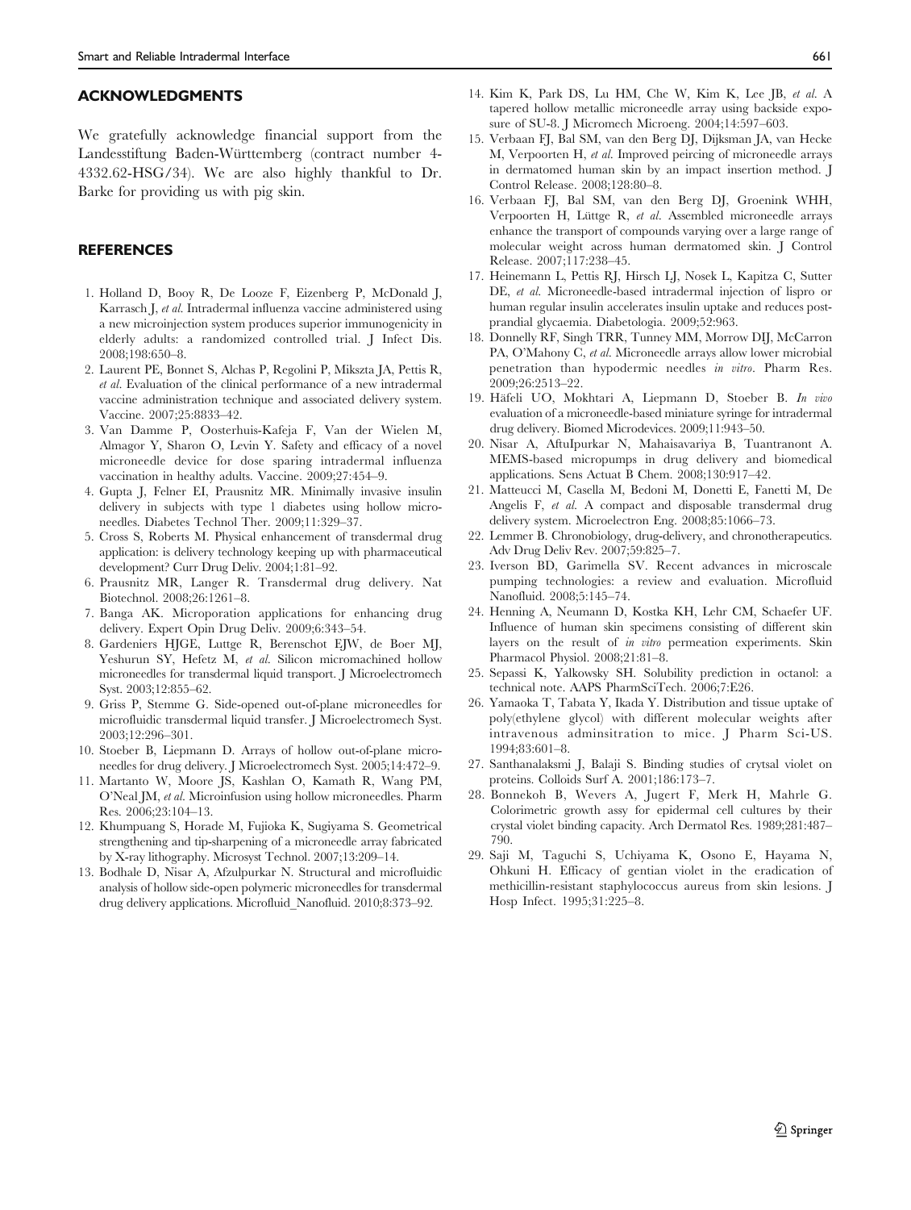## ACKNOWLEDGMENTS

We gratefully acknowledge financial support from the Landesstiftung Baden-Württemberg (contract number 4-4332.62-HSG/34). We are also highly thankful to Dr. Barke for providing us with pig skin.

## REFERENCES

1. Holland D, Booy R, De Looze F, Eizenberg P, McDonald J, Karrasch J, *et al.* Intradermal influenza vaccine administered using a new microinjection system produces superior immunogenicity in elderly adults: a randomized controlled trial. J Infect Dis. 2008;198:650–8.
2. Laurent PE, Bonnet S, Alchas P, Regolini P, Mikszta JA, Pettis R, *et al.* Evaluation of the clinical performance of a new intradermal vaccine administration technique and associated delivery system. Vaccine. 2007;25:8833–42.
3. Van Damme P, Oosterhuis-Kafeja F, Van der Wielen M, Almagor Y, Sharon O, Levin Y. Safety and efficacy of a novel microneedle device for dose sparing intradermal influenza vaccination in healthy adults. Vaccine. 2009;27:454–9.
4. Gupta J, Felner EI, Prausnitz MR. Minimally invasive insulin delivery in subjects with type 1 diabetes using hollow microneedles. Diabetes Technol Ther. 2009;11:329–37.
5. Cross S, Roberts M. Physical enhancement of transdermal drug application: is delivery technology keeping up with pharmaceutical development? Curr Drug Deliv. 2004;1:81–92.
6. Prausnitz MR, Langer R. Transdermal drug delivery. Nat Biotechnol. 2008;26:1261–8.
7. Banga AK. Microporation applications for enhancing drug delivery. Expert Opin Drug Deliv. 2009;6:343–54.
8. Gardeniers HJGE, Luttge R, Berenschot EJW, de Boer MJ, Yeshurun SY, Hefetz M, *et al.* Silicon micromachined hollow microneedles for transdermal liquid transport. J Microelectromech Syst. 2003;12:855–62.
9. Griss P, Stemme G. Side-opened out-of-plane microneedles for microfluidic transdermal liquid transfer. J Microelectromech Syst. 2003;12:296–301.
10. Stoeber B, Liepmann D. Arrays of hollow out-of-plane microneedles for drug delivery. J Microelectromech Syst. 2005;14:472–9.
11. Martanto W, Moore JS, Kashlan O, Kamath R, Wang PM, O'Neal JM, *et al.* Microinfusion using hollow microneedles. Pharm Res. 2006;23:104–13.
12. Khumpuang S, Horade M, Fujioka K, Sugiyama S. Geometrical strengthening and tip-sharpening of a microneedle array fabricated by X-ray lithography. Microsyst Technol. 2007;13:209–14.
13. Bodhale D, Nisar A, Afzulpurkar N. Structural and microfluidic analysis of hollow side-open polymeric microneedles for transdermal drug delivery applications. Microfluid_Nanofluid. 2010;8:373–92.
14. Kim K, Park DS, Lu HM, Che W, Kim K, Lee JB, *et al.* A tapered hollow metallic microneedle array using backside exposure of SU-8. J Micromech Microeng. 2004;14:597–603.
15. Verbaan FJ, Bal SM, van den Berg DJ, Dijksman JA, van Hecke M, Verpoorten H, *et al.* Improved peircing of microneedle arrays in dermatomed human skin by an impact insertion method. J Control Release. 2008;128:80–8.
16. Verbaan FJ, Bal SM, van den Berg DJ, Groenink WHH, Verpoorten H, Lüttge R, *et al.* Assembled microneedle arrays enhance the transport of compounds varying over a large range of molecular weight across human dermatomed skin. J Control Release. 2007;117:238–45.
17. Heinemann L, Pettis RJ, Hirsch LJ, Nosek L, Kapitza C, Sutter DE, *et al.* Microneedle-based intradermal injection of lispro or human regular insulin accelerates insulin uptake and reduces post-prandial glycaemia. Diabetologia. 2009;52:963.
18. Donnelly RF, Singh TRR, Tunney MM, Morrow DIJ, McCarron PA, O'Mahony C, *et al.* Microneedle arrays allow lower microbial penetration than hypodermic needles *in vitro*. Pharm Res. 2009;26:2513–22.
19. Häfeli UO, Mokhtari A, Liepmann D, Stoeber B. *In vivo* evaluation of a microneedle-based miniature syringe for intradermal drug delivery. Biomed Microdevices. 2009;11:943–50.
20. Nisar A, AftuIpurkar N, Mahaisavariya B, Tuantranont A. MEMS-based micropumps in drug delivery and biomedical applications. Sens Actuat B Chem. 2008;130:917–42.
21. Matteucci M, Casella M, Bedoni M, Donetti E, Fanetti M, De Angelis F, *et al.* A compact and disposable transdermal drug delivery system. Microelectron Eng. 2008;85:1066–73.
22. Lemmer B. Chronobiology, drug-delivery, and chronotherapeutics. Adv Drug Deliv Rev. 2007;59:825–7.
23. Iverson BD, Garimella SV. Recent advances in microscale pumping technologies: a review and evaluation. Microfluid Nanofluid. 2008;5:145–74.
24. Henning A, Neumann D, Kostka KH, Lehr CM, Schaefer UF. Influence of human skin specimens consisting of different skin layers on the result of *in vitro* permeation experiments. Skin Pharmacol Physiol. 2008;21:81–8.
25. Sepassi K, Yalkowsky SH. Solubility prediction in octanol: a technical note. AAPS PharmSciTech. 2006;7:E26.
26. Yamaoka T, Tabata Y, Ikada Y. Distribution and tissue uptake of poly(ethylene glycol) with different molecular weights after intravenous adminsitration to mice. J Pharm Sci-US. 1994;83:601–8.
27. Santhanalaksmi J, Balaji S. Binding studies of crytsal violet on proteins. Colloids Surf A. 2001;186:173–7.
28. Bonnekoh B, Wevers A, Jugert F, Merk H, Mahrle G. Colorimetric growth assy for epidermal cell cultures by their crystal violet binding capacity. Arch Dermatol Res. 1989;281:487–790.
29. Saji M, Taguchi S, Uchiyama K, Osono E, Hayama N, Ohkuni H. Efficacy of gentian violet in the eradication of methicillin-resistant staphylococcus aureus from skin lesions. J Hosp Infect. 1995;31:225–8.